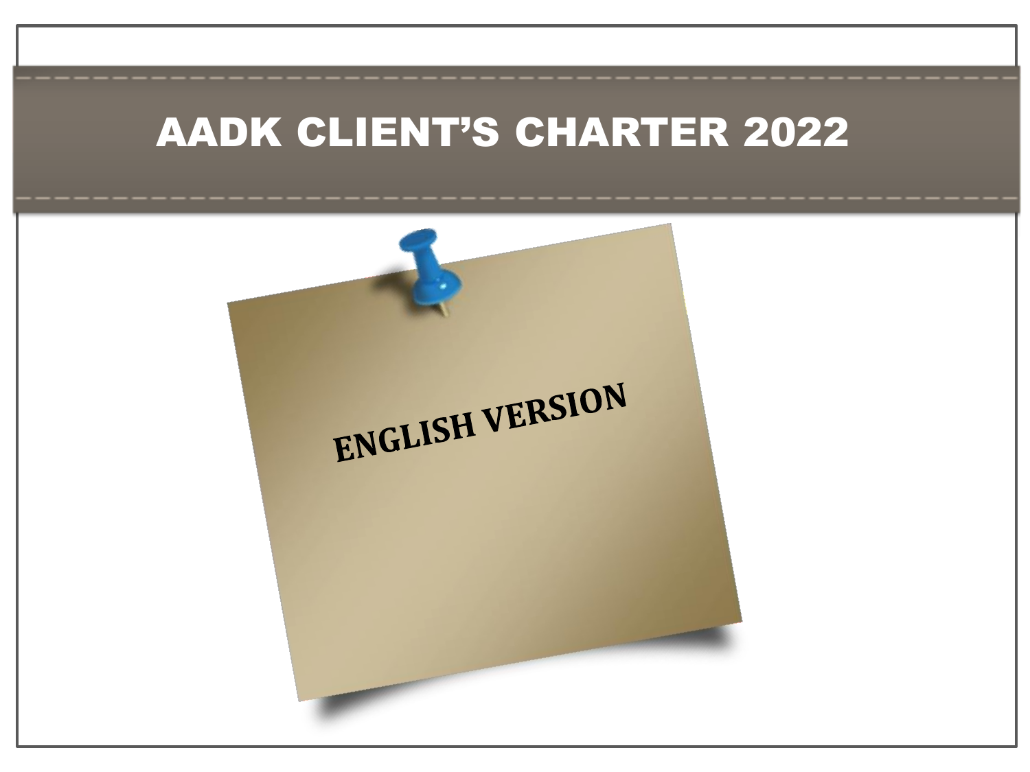# AADK CLIENT'S CHARTER 2022

**ENGLISH VERSION**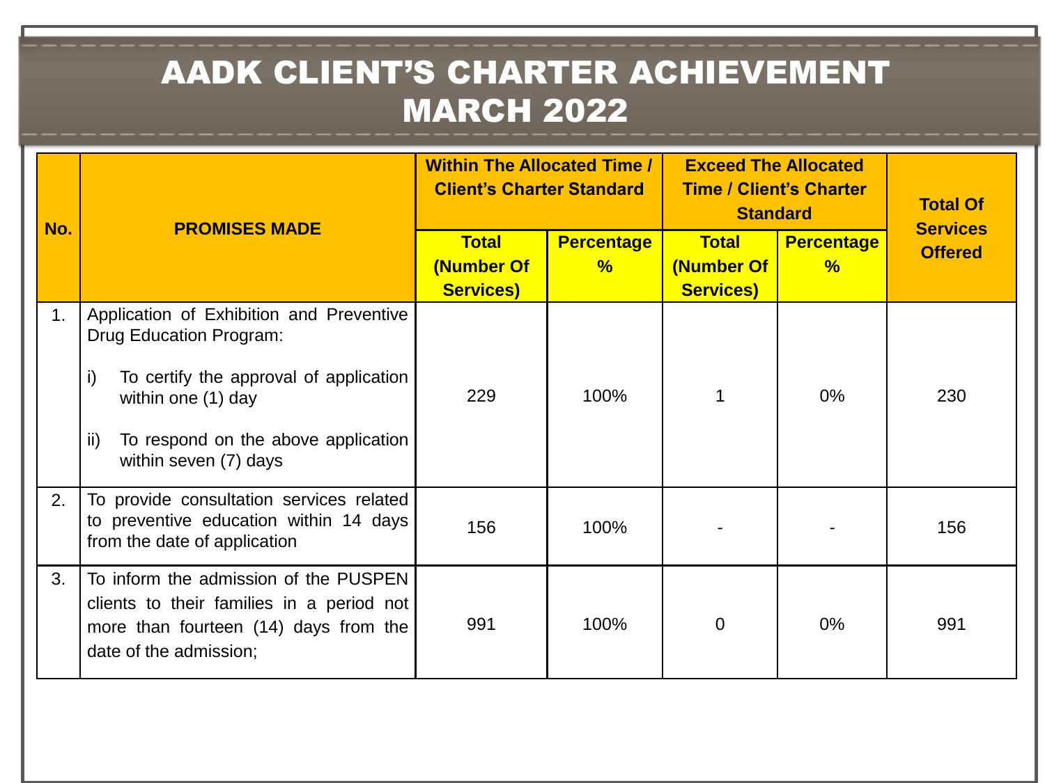# AADK CLIENT'S CHARTER ACHIEVEMENT MARCH 2022

| No. | PROMISES MADE | Within The Allocated Time / Client's Charter Standard | | Exceed The Allocated Time / Client's Charter Standard | | Total Of Services Offered |
|---|---|---|---|---|---|---|
| | | Total (Number Of Services) | Percentage % | Total (Number Of Services) | Percentage % | |
| 1. | Application of Exhibition and Preventive Drug Education Program: i) To certify the approval of application within one (1) day ii) To respond on the above application within seven (7) days | 229 | 100% | 1 | 0% | 230 |
| 2. | To provide consultation services related to preventive education within 14 days from the date of application | 156 | 100% | - | - | 156 |
| 3. | To inform the admission of the PUSPEN clients to their families in a period not more than fourteen (14) days from the date of the admission; | 991 | 100% | 0 | 0% | 991 |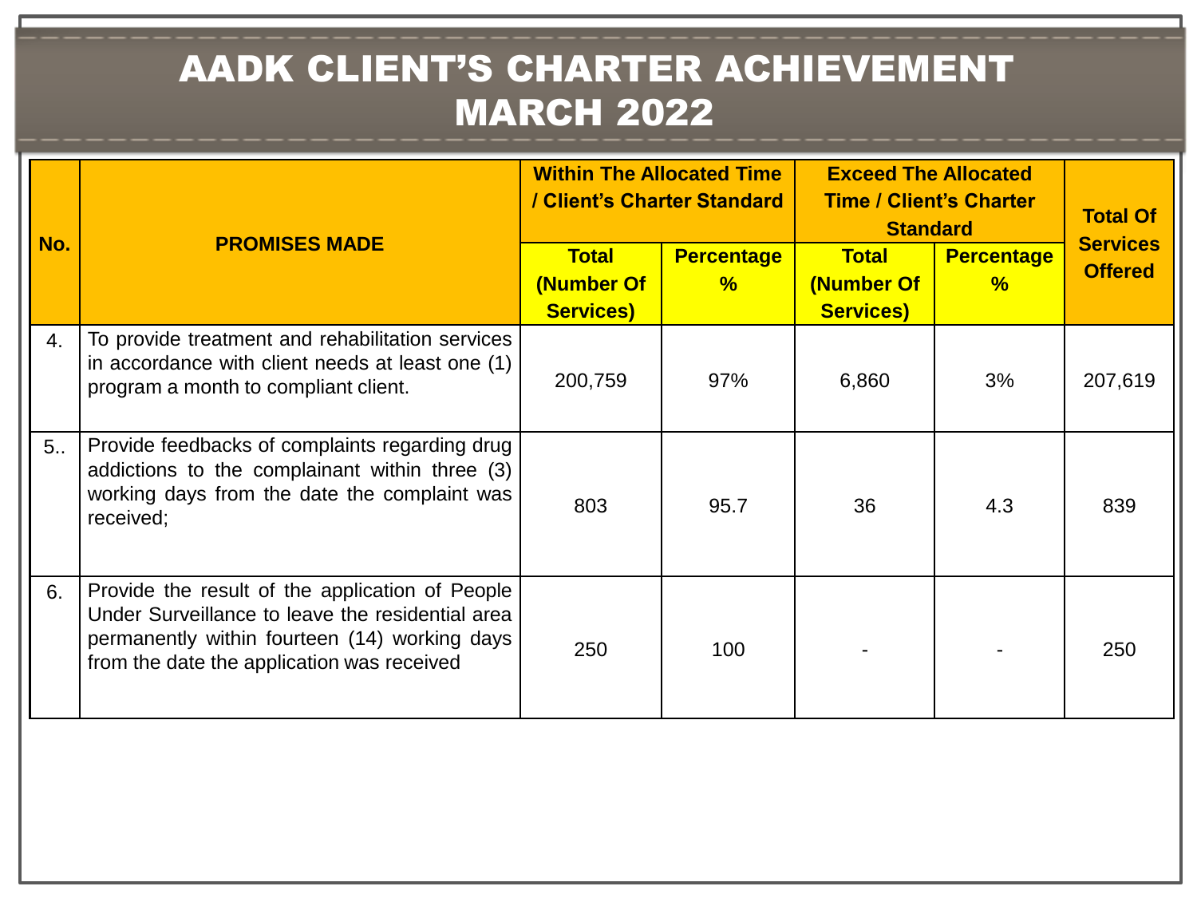# AADK CLIENT'S CHARTER ACHIEVEMENT MARCH 2022

| No. | PROMISES MADE | Within The Allocated Time / Client's Charter Standard | | Exceed The Allocated Time / Client's Charter Standard | | Total Of Services Offered |
|---|---|---|---|---|---|---|
| | | Total (Number Of Services) | Percentage % | Total (Number Of Services) | Percentage % | |
| 4. | To provide treatment and rehabilitation services in accordance with client needs at least one (1) program a month to compliant client. | 200,759 | 97% | 6,860 | 3% | 207,619 |
| 5.. | Provide feedbacks of complaints regarding drug addictions to the complainant within three (3) working days from the date the complaint was received; | 803 | 95.7 | 36 | 4.3 | 839 |
| 6. | Provide the result of the application of People Under Surveillance to leave the residential area permanently within fourteen (14) working days from the date the application was received | 250 | 100 | - | - | 250 |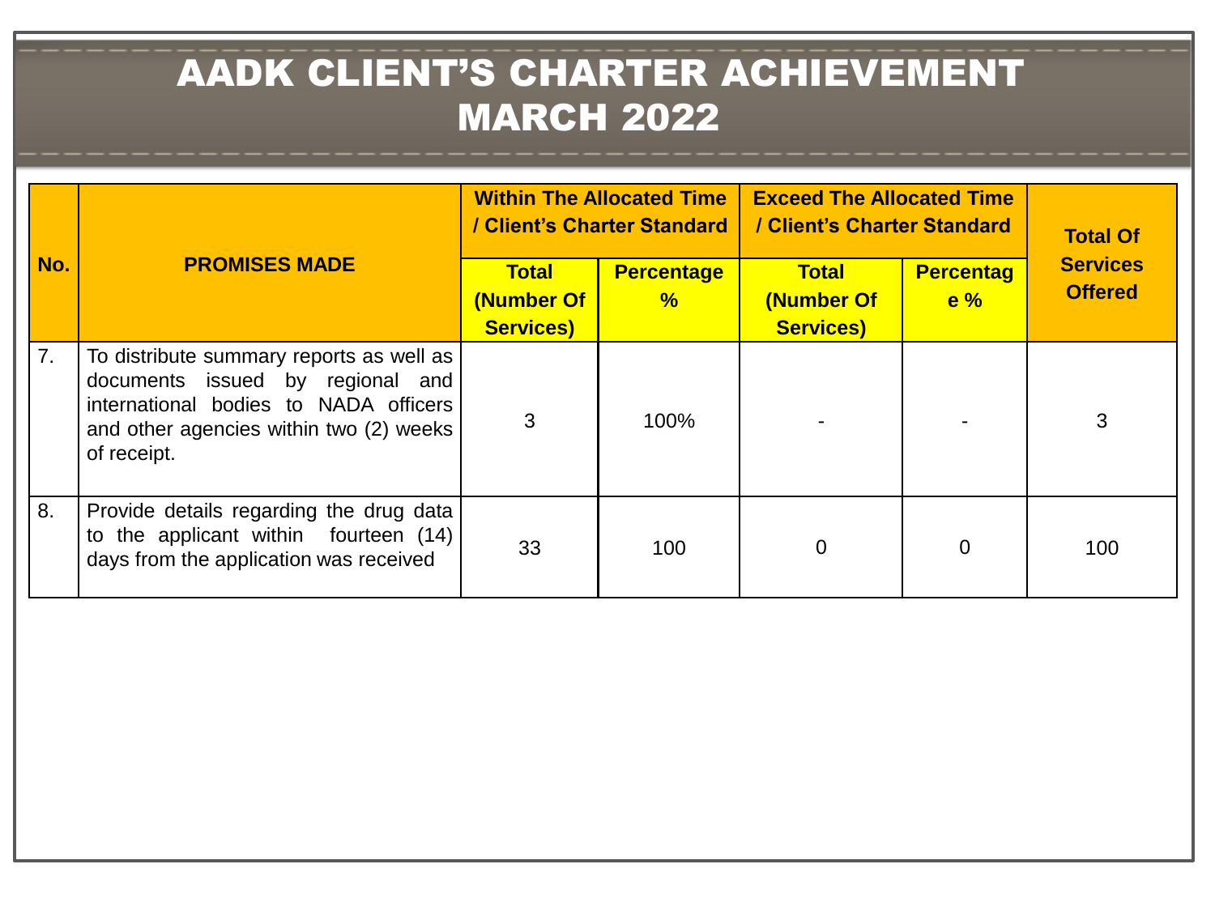# AADK CLIENT'S CHARTER ACHIEVEMENT MARCH 2022

| No. | PROMISES MADE | Within The Allocated Time / Client's Charter Standard | | Exceed The Allocated Time / Client's Charter Standard | | Total Of Services Offered |
|---|---|---|---|---|---|---|
| | | Total (Number Of Services) | Percentage % | Total (Number Of Services) | Percentage % | |
| 7. | To distribute summary reports as well as documents issued by regional and international bodies to NADA officers and other agencies within two (2) weeks of receipt. | 3 | 100% | - | - | 3 |
| 8. | Provide details regarding the drug data to the applicant within fourteen (14) days from the application was received | 33 | 100 | 0 | 0 | 100 |